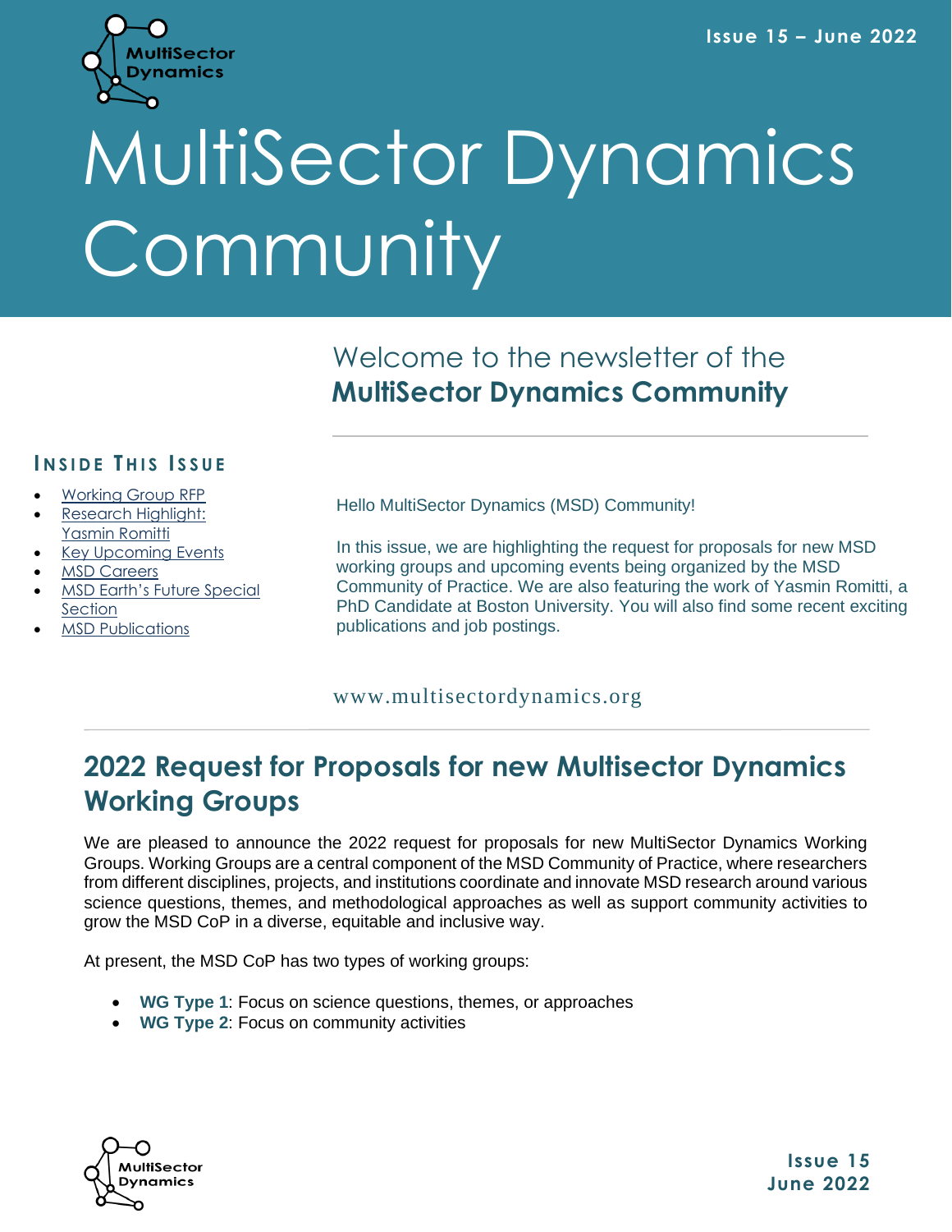# MultiSector Dynamics Community

## Welcome to the newsletter of the **MultiSector Dynamics Community**

### INSIDE THIS ISSUE

- Working Group RFP
- Research Highlight: Yasmin Romitti
- Key Upcoming Events
- MSD Careers
- MSD Earth's Future Special Section
- MSD Publications

Hello MultiSector Dynamics (MSD) Community!

In this issue, we are highlighting the request for proposals for new MSD working groups and upcoming events being organized by the MSD Community of Practice. We are also featuring the work of Yasmin Romitti, a PhD Candidate at Boston University. You will also find some recent exciting publications and job postings.

www.multisectordynamics.org

## 2022 Request for Proposals for new Multisector Dynamics Working Groups

We are pleased to announce the 2022 request for proposals for new MultiSector Dynamics Working Groups. Working Groups are a central component of the MSD Community of Practice, where researchers from different disciplines, projects, and institutions coordinate and innovate MSD research around various science questions, themes, and methodological approaches as well as support community activities to grow the MSD CoP in a diverse, equitable and inclusive way.

At present, the MSD CoP has two types of working groups:

- **WG Type 1**: Focus on science questions, themes, or approaches
- **WG Type 2**: Focus on community activities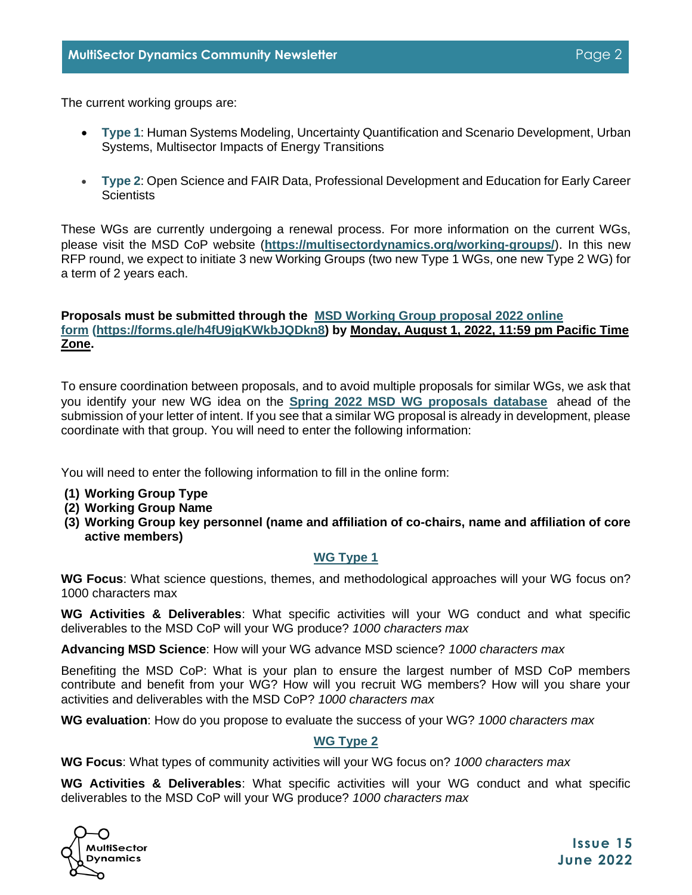The current working groups are:

- **Type 1**: Human Systems Modeling, Uncertainty Quantification and Scenario Development, Urban Systems, Multisector Impacts of Energy Transitions

- **Type 2**: Open Science and FAIR Data, Professional Development and Education for Early Career Scientists

These WGs are currently undergoing a renewal process. For more information on the current WGs, please visit the MSD CoP website (**https://multisectordynamics.org/working-groups/**). In this new RFP round, we expect to initiate 3 new Working Groups (two new Type 1 WGs, one new Type 2 WG) for a term of 2 years each.

**Proposals must be submitted through the MSD Working Group proposal 2022 online form (https://forms.gle/h4fU9jgKWkbJQDkn8) by Monday, August 1, 2022, 11:59 pm Pacific Time Zone.**

To ensure coordination between proposals, and to avoid multiple proposals for similar WGs, we ask that you identify your new WG idea on the **Spring 2022 MSD WG proposals database** ahead of the submission of your letter of intent. If you see that a similar WG proposal is already in development, please coordinate with that group. You will need to enter the following information:

You will need to enter the following information to fill in the online form:

**(1) Working Group Type**
**(2) Working Group Name**
**(3) Working Group key personnel (name and affiliation of co-chairs, name and affiliation of core active members)**

**WG Type 1**

**WG Focus**: What science questions, themes, and methodological approaches will your WG focus on? 1000 characters max

**WG Activities & Deliverables**: What specific activities will your WG conduct and what specific deliverables to the MSD CoP will your WG produce? *1000 characters max*

**Advancing MSD Science**: How will your WG advance MSD science? *1000 characters max*

Benefiting the MSD CoP: What is your plan to ensure the largest number of MSD CoP members contribute and benefit from your WG? How will you recruit WG members? How will you share your activities and deliverables with the MSD CoP? *1000 characters max*

**WG evaluation**: How do you propose to evaluate the success of your WG? *1000 characters max*

**WG Type 2**

**WG Focus**: What types of community activities will your WG focus on? *1000 characters max*

**WG Activities & Deliverables**: What specific activities will your WG conduct and what specific deliverables to the MSD CoP will your WG produce? *1000 characters max*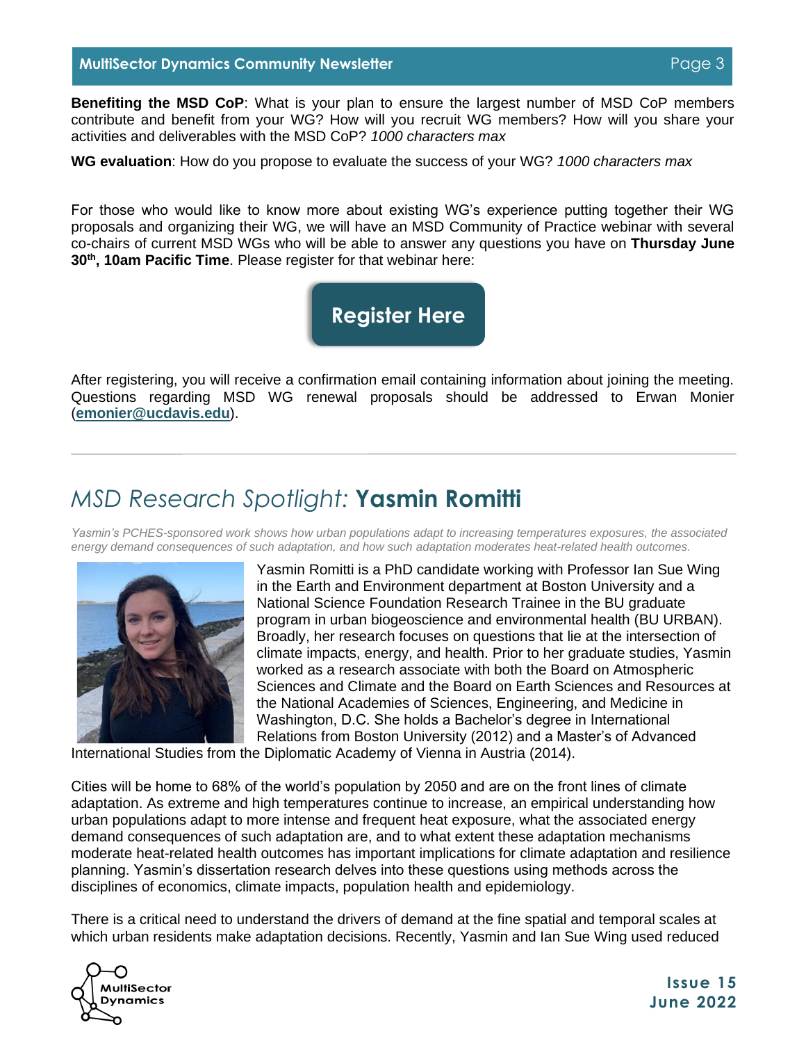**Benefiting the MSD CoP**: What is your plan to ensure the largest number of MSD CoP members contribute and benefit from your WG? How will you recruit WG members? How will you share your activities and deliverables with the MSD CoP? *1000 characters max*

**WG evaluation**: How do you propose to evaluate the success of your WG? *1000 characters max*

For those who would like to know more about existing WG's experience putting together their WG proposals and organizing their WG, we will have an MSD Community of Practice webinar with several co-chairs of current MSD WGs who will be able to answer any questions you have on **Thursday June 30th, 10am Pacific Time**. Please register for that webinar here:

**Register Here**

After registering, you will receive a confirmation email containing information about joining the meeting. Questions regarding MSD WG renewal proposals should be addressed to Erwan Monier (**emonier@ucdavis.edu**).

---

## *MSD Research Spotlight:* **Yasmin Romitti**

*Yasmin's PCHES-sponsored work shows how urban populations adapt to increasing temperatures exposures, the associated energy demand consequences of such adaptation, and how such adaptation moderates heat-related health outcomes.*

Yasmin Romitti is a PhD candidate working with Professor Ian Sue Wing in the Earth and Environment department at Boston University and a National Science Foundation Research Trainee in the BU graduate program in urban biogeoscience and environmental health (BU URBAN). Broadly, her research focuses on questions that lie at the intersection of climate impacts, energy, and health. Prior to her graduate studies, Yasmin worked as a research associate with both the Board on Atmospheric Sciences and Climate and the Board on Earth Sciences and Resources at the National Academies of Sciences, Engineering, and Medicine in Washington, D.C. She holds a Bachelor's degree in International Relations from Boston University (2012) and a Master's of Advanced International Studies from the Diplomatic Academy of Vienna in Austria (2014).

Cities will be home to 68% of the world's population by 2050 and are on the front lines of climate adaptation. As extreme and high temperatures continue to increase, an empirical understanding how urban populations adapt to more intense and frequent heat exposure, what the associated energy demand consequences of such adaptation are, and to what extent these adaptation mechanisms moderate heat-related health outcomes has important implications for climate adaptation and resilience planning. Yasmin's dissertation research delves into these questions using methods across the disciplines of economics, climate impacts, population health and epidemiology.

There is a critical need to understand the drivers of demand at the fine spatial and temporal scales at which urban residents make adaptation decisions. Recently, Yasmin and Ian Sue Wing used reduced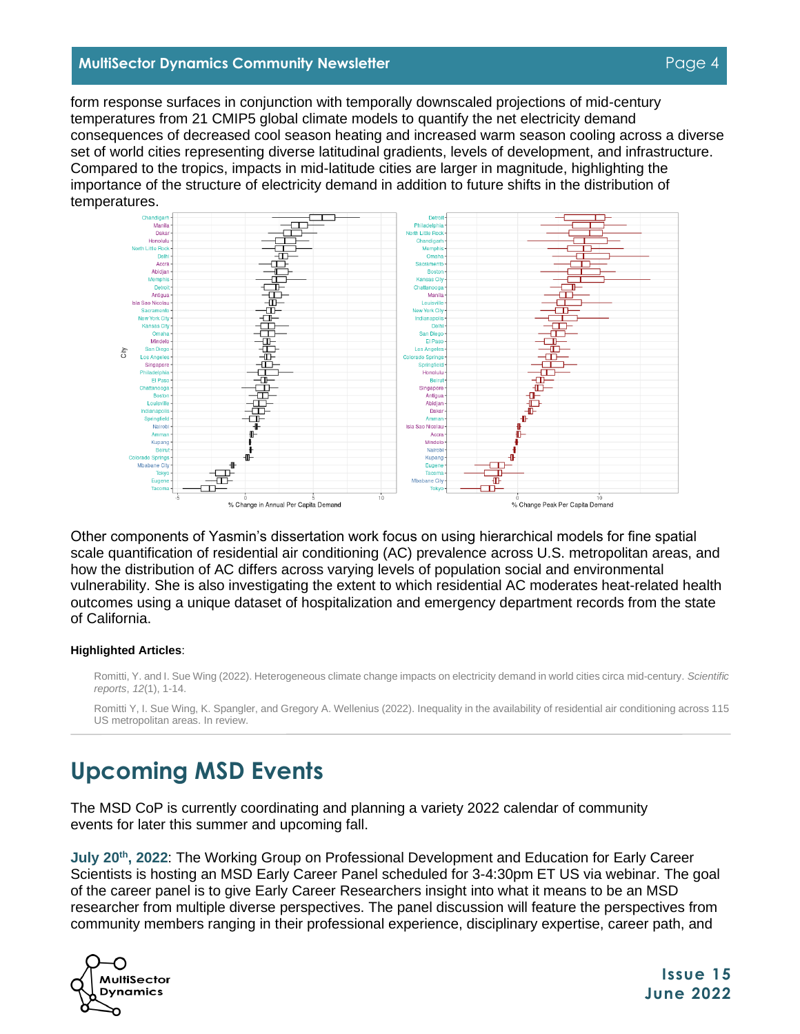form response surfaces in conjunction with temporally downscaled projections of mid-century temperatures from 21 CMIP5 global climate models to quantify the net electricity demand consequences of decreased cool season heating and increased warm season cooling across a diverse set of world cities representing diverse latitudinal gradients, levels of development, and infrastructure. Compared to the tropics, impacts in mid-latitude cities are larger in magnitude, highlighting the importance of the structure of electricity demand in addition to future shifts in the distribution of temperatures.

Other components of Yasmin's dissertation work focus on using hierarchical models for fine spatial scale quantification of residential air conditioning (AC) prevalence across U.S. metropolitan areas, and how the distribution of AC differs across varying levels of population social and environmental vulnerability. She is also investigating the extent to which residential AC moderates heat-related health outcomes using a unique dataset of hospitalization and emergency department records from the state of California.

**Highlighted Articles**:

Romitti, Y. and I. Sue Wing (2022). Heterogeneous climate change impacts on electricity demand in world cities circa mid-century. *Scientific reports*, *12*(1), 1-14.

Romitti Y, I. Sue Wing, K. Spangler, and Gregory A. Wellenius (2022). Inequality in the availability of residential air conditioning across 115 US metropolitan areas. In review.

# Upcoming MSD Events

The MSD CoP is currently coordinating and planning a variety 2022 calendar of community events for later this summer and upcoming fall.

**July 20th, 2022**: The Working Group on Professional Development and Education for Early Career Scientists is hosting an MSD Early Career Panel scheduled for 3-4:30pm ET US via webinar. The goal of the career panel is to give Early Career Researchers insight into what it means to be an MSD researcher from multiple diverse perspectives. The panel discussion will feature the perspectives from community members ranging in their professional experience, disciplinary expertise, career path, and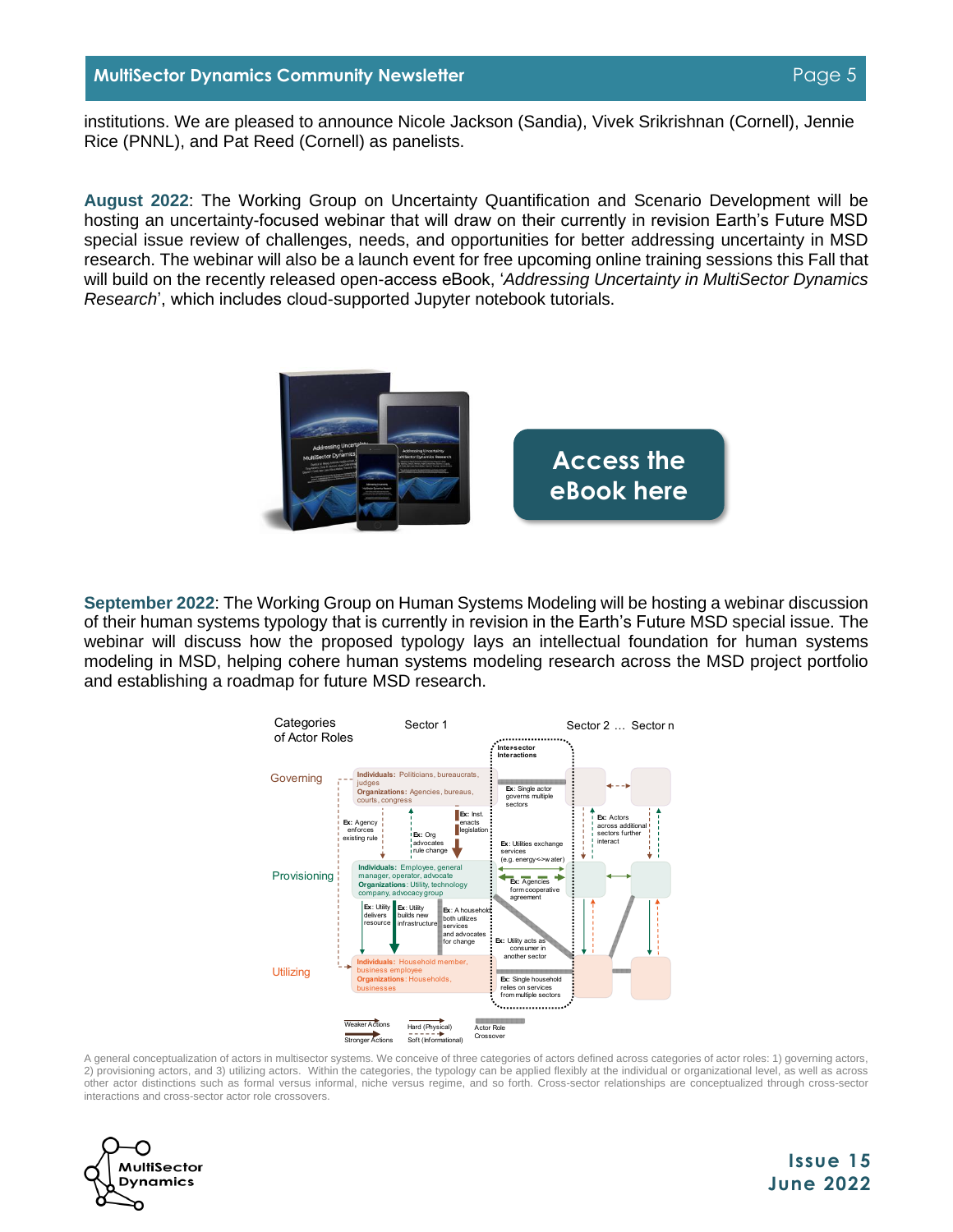institutions. We are pleased to announce Nicole Jackson (Sandia), Vivek Srikrishnan (Cornell), Jennie Rice (PNNL), and Pat Reed (Cornell) as panelists.

**August 2022**: The Working Group on Uncertainty Quantification and Scenario Development will be hosting an uncertainty-focused webinar that will draw on their currently in revision Earth's Future MSD special issue review of challenges, needs, and opportunities for better addressing uncertainty in MSD research. The webinar will also be a launch event for free upcoming online training sessions this Fall that will build on the recently released open-access eBook, '*Addressing Uncertainty in MultiSector Dynamics Research*', which includes cloud-supported Jupyter notebook tutorials.

**Access the eBook here**

**September 2022**: The Working Group on Human Systems Modeling will be hosting a webinar discussion of their human systems typology that is currently in revision in the Earth's Future MSD special issue. The webinar will discuss how the proposed typology lays an intellectual foundation for human systems modeling in MSD, helping cohere human systems modeling research across the MSD project portfolio and establishing a roadmap for future MSD research.

A general conceptualization of actors in multisector systems. We conceive of three categories of actors defined across categories of actor roles: 1) governing actors, 2) provisioning actors, and 3) utilizing actors. Within the categories, the typology can be applied flexibly at the individual or organizational level, as well as across other actor distinctions such as formal versus informal, niche versus regime, and so forth. Cross-sector relationships are conceptualized through cross-sector interactions and cross-sector actor role crossovers.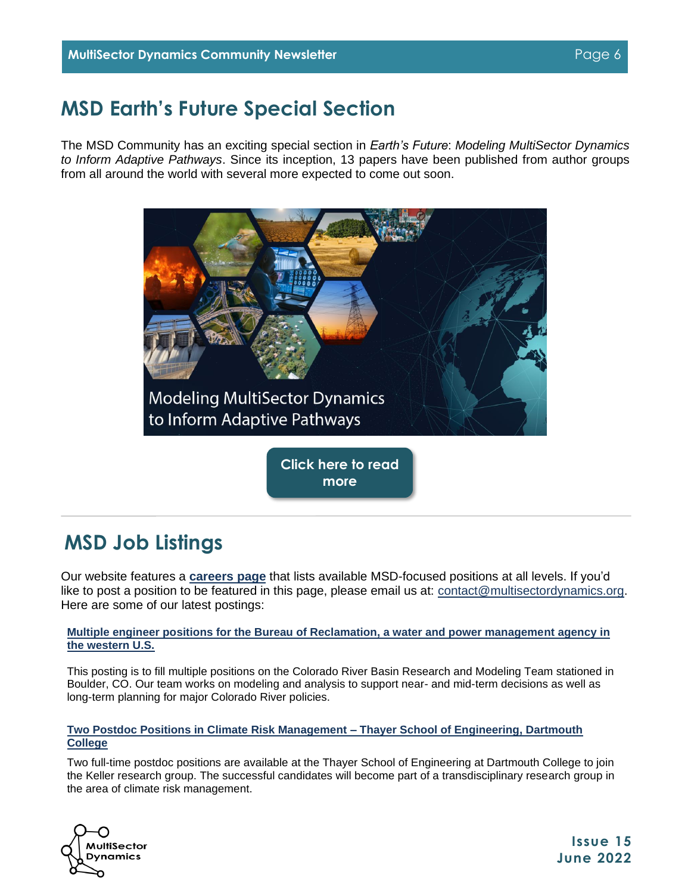## MSD Earth's Future Special Section

The MSD Community has an exciting special section in *Earth's Future*: *Modeling MultiSector Dynamics to Inform Adaptive Pathways*. Since its inception, 13 papers have been published from author groups from all around the world with several more expected to come out soon.

Modeling MultiSector Dynamics to Inform Adaptive Pathways

**Click here to read more**

## MSD Job Listings

Our website features a **careers page** that lists available MSD-focused positions at all levels. If you'd like to post a position to be featured in this page, please email us at: contact@multisectordynamics.org. Here are some of our latest postings:

**Multiple engineer positions for the Bureau of Reclamation, a water and power management agency in the western U.S.**

This posting is to fill multiple positions on the Colorado River Basin Research and Modeling Team stationed in Boulder, CO. Our team works on modeling and analysis to support near- and mid-term decisions as well as long-term planning for major Colorado River policies.

**Two Postdoc Positions in Climate Risk Management – Thayer School of Engineering, Dartmouth College**

Two full-time postdoc positions are available at the Thayer School of Engineering at Dartmouth College to join the Keller research group. The successful candidates will become part of a transdisciplinary research group in the area of climate risk management.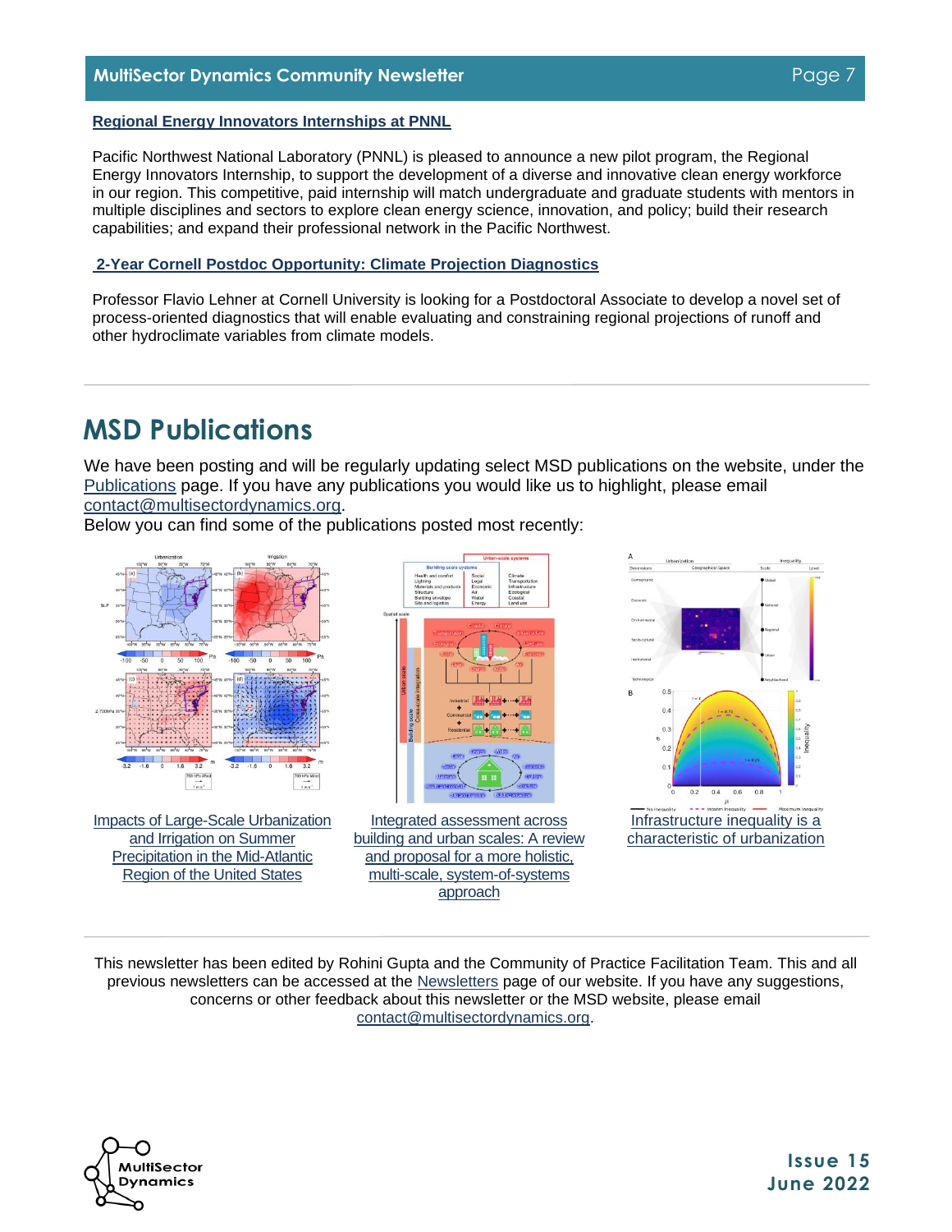### Regional Energy Innovators Internships at PNNL

Pacific Northwest National Laboratory (PNNL) is pleased to announce a new pilot program, the Regional Energy Innovators Internship, to support the development of a diverse and innovative clean energy workforce in our region. This competitive, paid internship will match undergraduate and graduate students with mentors in multiple disciplines and sectors to explore clean energy science, innovation, and policy; build their research capabilities; and expand their professional network in the Pacific Northwest.

### 2-Year Cornell Postdoc Opportunity: Climate Projection Diagnostics

Professor Flavio Lehner at Cornell University is looking for a Postdoctoral Associate to develop a novel set of process-oriented diagnostics that will enable evaluating and constraining regional projections of runoff and other hydroclimate variables from climate models.

# MSD Publications

We have been posting and will be regularly updating select MSD publications on the website, under the Publications page. If you have any publications you would like us to highlight, please email contact@multisectordynamics.org.
Below you can find some of the publications posted most recently:

Impacts of Large-Scale Urbanization and Irrigation on Summer Precipitation in the Mid-Atlantic Region of the United States

Integrated assessment across building and urban scales: A review and proposal for a more holistic, multi-scale, system-of-systems approach

Infrastructure inequality is a characteristic of urbanization

This newsletter has been edited by Rohini Gupta and the Community of Practice Facilitation Team. This and all previous newsletters can be accessed at the Newsletters page of our website. If you have any suggestions, concerns or other feedback about this newsletter or the MSD website, please email contact@multisectordynamics.org.

Issue 15
June 2022